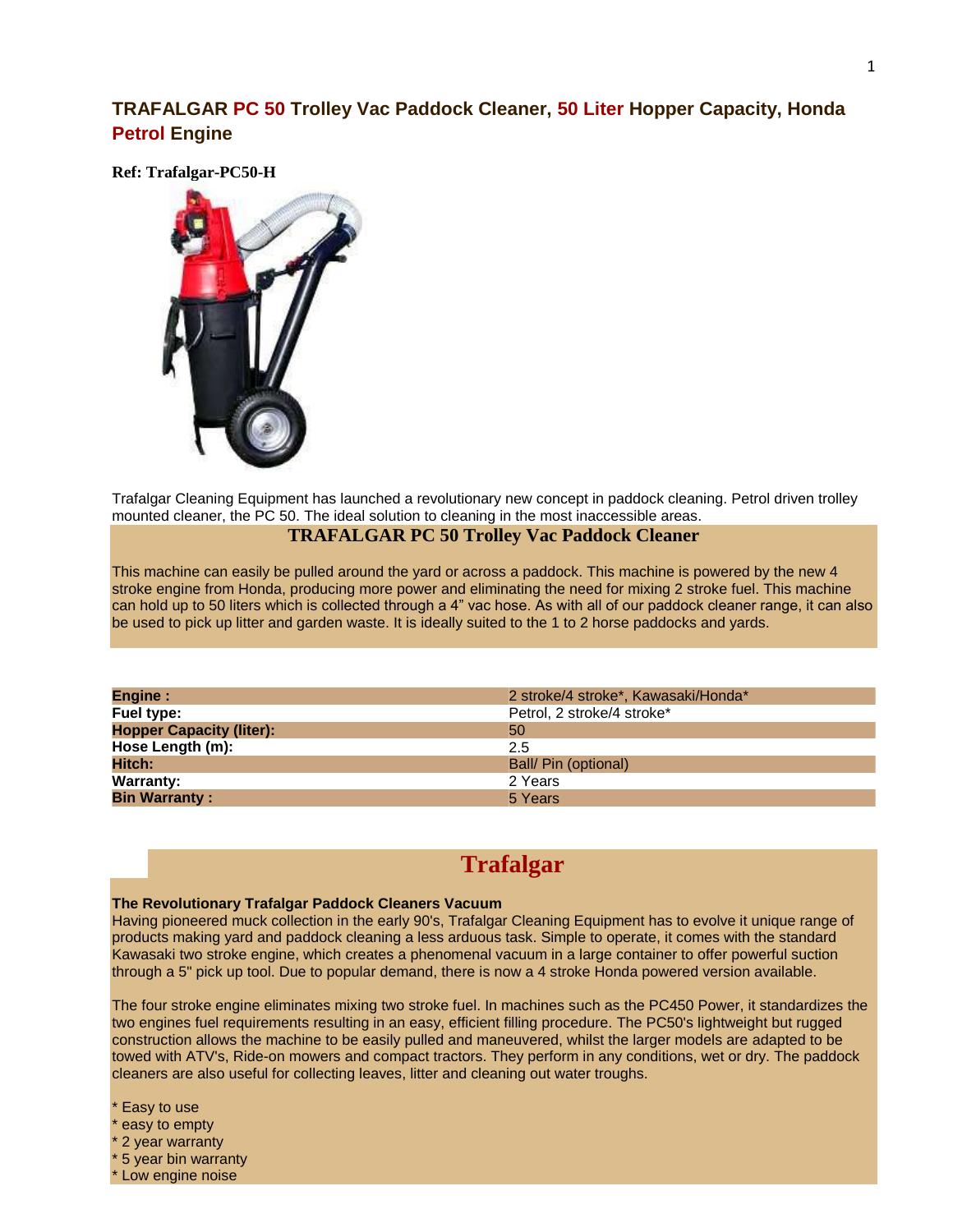# TRAFALGAR PC 50 Trolley Vac Paddock Cleaner, 50 Liter Hopper Capacity, Honda Petrol Engine

**Ref: Trafalgar-PC50-H**

Trafalgar Cleaning Equipment has launched a revolutionary new concept in paddock cleaning. Petrol driven trolley mounted cleaner, the PC 50. The ideal solution to cleaning in the most inaccessible areas.

## TRAFALGAR PC 50 Trolley Vac Paddock Cleaner

This machine can easily be pulled around the yard or across a paddock. This machine is powered by the new 4 stroke engine from Honda, producing more power and eliminating the need for mixing 2 stroke fuel. This machine can hold up to 50 liters which is collected through a 4" vac hose. As with all of our paddock cleaner range, it can also be used to pick up litter and garden waste. It is ideally suited to the 1 to 2 horse paddocks and yards.

| | |
|---|---|
| **Engine :** | 2 stroke/4 stroke*, Kawasaki/Honda* |
| **Fuel type:** | Petrol, 2 stroke/4 stroke* |
| **Hopper Capacity (liter):** | 50 |
| **Hose Length (m):** | 2.5 |
| **Hitch:** | Ball/ Pin (optional) |
| **Warranty:** | 2 Years |
| **Bin Warranty :** | 5 Years |

## Trafalgar

**The Revolutionary Trafalgar Paddock Cleaners Vacuum**
Having pioneered muck collection in the early 90's, Trafalgar Cleaning Equipment has to evolve it unique range of products making yard and paddock cleaning a less arduous task. Simple to operate, it comes with the standard Kawasaki two stroke engine, which creates a phenomenal vacuum in a large container to offer powerful suction through a 5" pick up tool. Due to popular demand, there is now a 4 stroke Honda powered version available.

The four stroke engine eliminates mixing two stroke fuel. In machines such as the PC450 Power, it standardizes the two engines fuel requirements resulting in an easy, efficient filling procedure. The PC50's lightweight but rugged construction allows the machine to be easily pulled and maneuvered, whilst the larger models are adapted to be towed with ATV's, Ride-on mowers and compact tractors. They perform in any conditions, wet or dry. The paddock cleaners are also useful for collecting leaves, litter and cleaning out water troughs.

* Easy to use
* easy to empty
* 2 year warranty
* 5 year bin warranty
* Low engine noise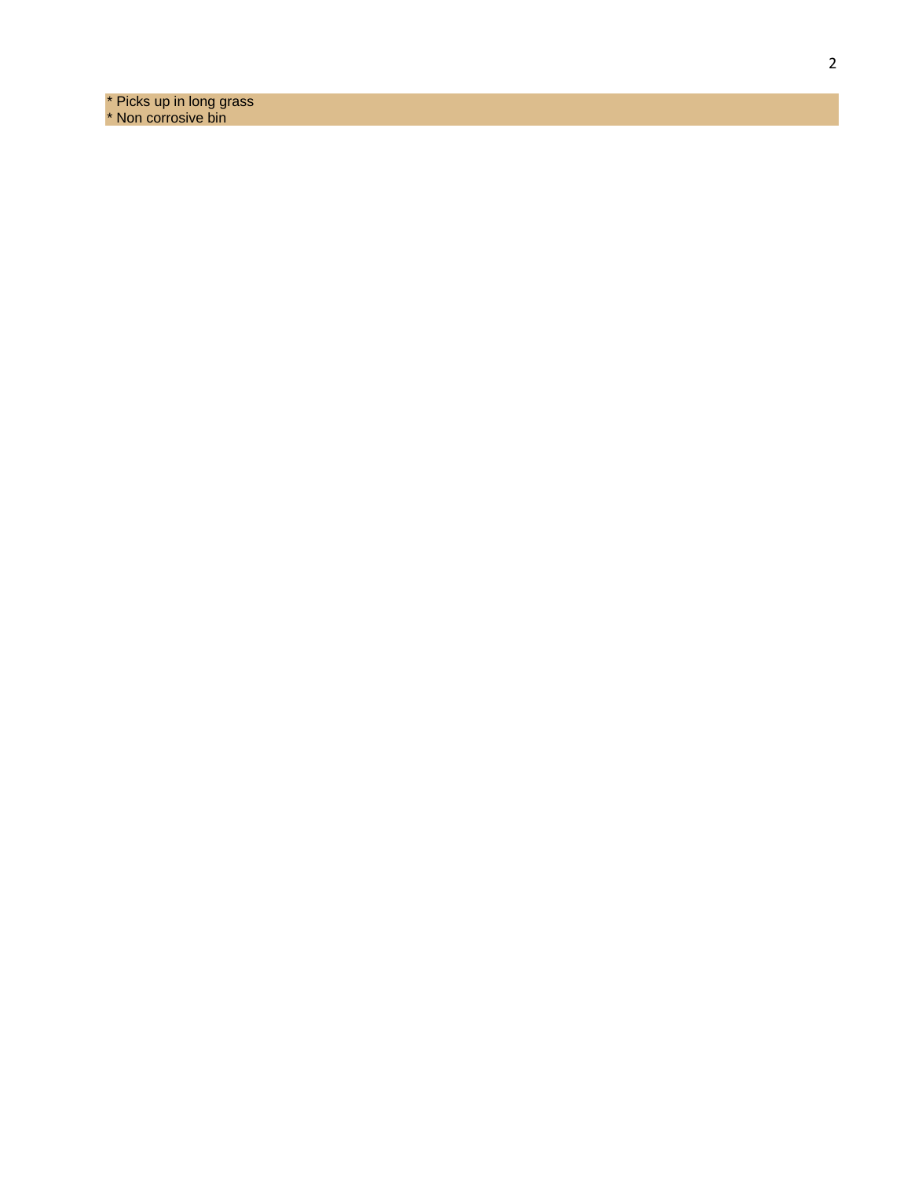* Picks up in long grass
* Non corrosive bin